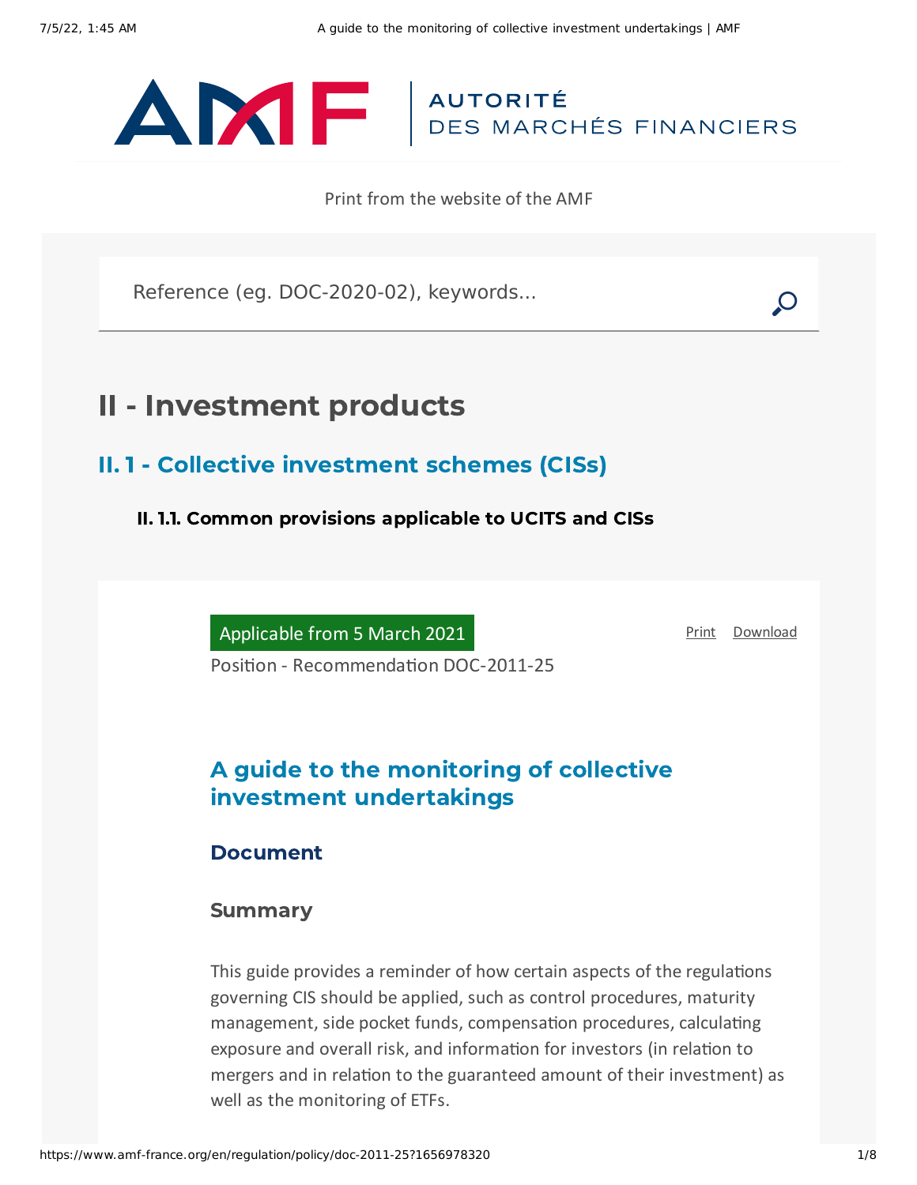AUTORITÉ DES MARCHÉS FINANCIERS

Print from the website of the AMF

Reference (eg. DOC-2020-02), keywords...

# II - Investment products

## II. 1 - Collective investment schemes (CISs)

### II. 1.1. Common provisions applicable to UCITS and CISs

Applicable from 5 March 2021

Print Download

Position - Recommendation DOC-2011-25

## A guide to the monitoring of collective investment undertakings

### Document

### Summary

This guide provides a reminder of how certain aspects of the regulations governing CIS should be applied, such as control procedures, maturity management, side pocket funds, compensation procedures, calculating exposure and overall risk, and information for investors (in relation to mergers and in relation to the guaranteed amount of their investment) as well as the monitoring of ETFs.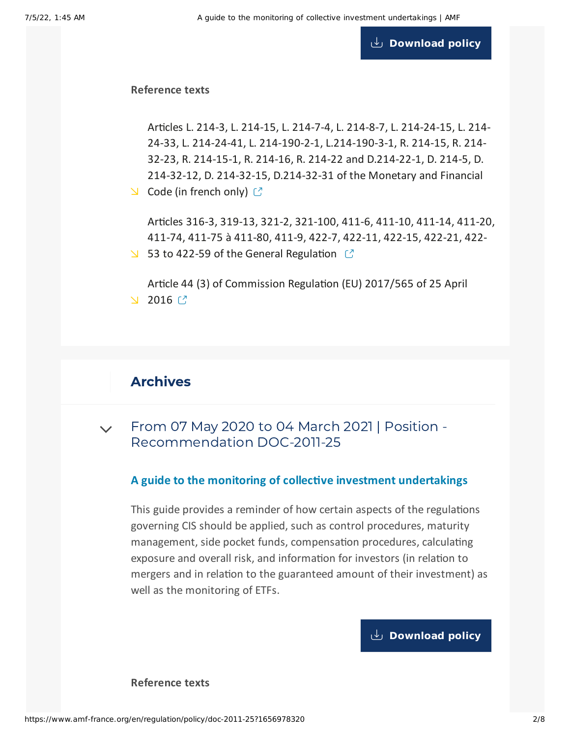Download policy

**Reference texts**

- Articles L. 214-3, L. 214-15, L. 214-7-4, L. 214-8-7, L. 214-24-15, L. 214-24-33, L. 214-24-41, L. 214-190-2-1, L.214-190-3-1, R. 214-15, R. 214-32-23, R. 214-15-1, R. 214-16, R. 214-22 and D.214-22-1, D. 214-5, D. 214-32-12, D. 214-32-15, D.214-32-31 of the Monetary and Financial Code (in french only)
- Articles 316-3, 319-13, 321-2, 321-100, 411-6, 411-10, 411-14, 411-20, 411-74, 411-75 à 411-80, 411-9, 422-7, 422-11, 422-15, 422-21, 422-53 to 422-59 of the General Regulation
- Article 44 (3) of Commission Regulation (EU) 2017/565 of 25 April 2016

## Archives

### From 07 May 2020 to 04 March 2021 | Position - Recommendation DOC-2011-25

**A guide to the monitoring of collective investment undertakings**

This guide provides a reminder of how certain aspects of the regulations governing CIS should be applied, such as control procedures, maturity management, side pocket funds, compensation procedures, calculating exposure and overall risk, and information for investors (in relation to mergers and in relation to the guaranteed amount of their investment) as well as the monitoring of ETFs.

Download policy

**Reference texts**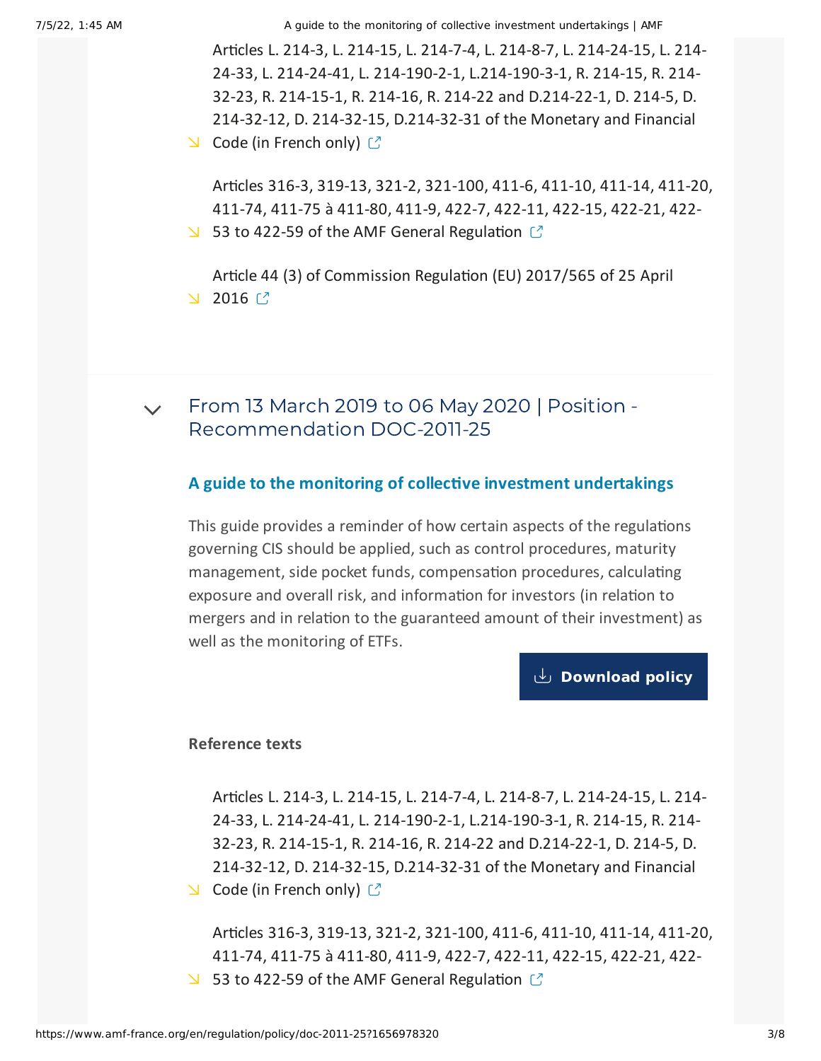- Articles L. 214-3, L. 214-15, L. 214-7-4, L. 214-8-7, L. 214-24-15, L. 214-24-33, L. 214-24-41, L. 214-190-2-1, L.214-190-3-1, R. 214-15, R. 214-32-23, R. 214-15-1, R. 214-16, R. 214-22 and D.214-22-1, D. 214-5, D. 214-32-12, D. 214-32-15, D.214-32-31 of the Monetary and Financial Code (in French only)
- Articles 316-3, 319-13, 321-2, 321-100, 411-6, 411-10, 411-14, 411-20, 411-74, 411-75 à 411-80, 411-9, 422-7, 422-11, 422-15, 422-21, 422-53 to 422-59 of the AMF General Regulation
- Article 44 (3) of Commission Regulation (EU) 2017/565 of 25 April 2016

## From 13 March 2019 to 06 May 2020 | Position - Recommendation DOC-2011-25

### A guide to the monitoring of collective investment undertakings

This guide provides a reminder of how certain aspects of the regulations governing CIS should be applied, such as control procedures, maturity management, side pocket funds, compensation procedures, calculating exposure and overall risk, and information for investors (in relation to mergers and in relation to the guaranteed amount of their investment) as well as the monitoring of ETFs.

**Download policy**

**Reference texts**

- Articles L. 214-3, L. 214-15, L. 214-7-4, L. 214-8-7, L. 214-24-15, L. 214-24-33, L. 214-24-41, L. 214-190-2-1, L.214-190-3-1, R. 214-15, R. 214-32-23, R. 214-15-1, R. 214-16, R. 214-22 and D.214-22-1, D. 214-5, D. 214-32-12, D. 214-32-15, D.214-32-31 of the Monetary and Financial Code (in French only)
- Articles 316-3, 319-13, 321-2, 321-100, 411-6, 411-10, 411-14, 411-20, 411-74, 411-75 à 411-80, 411-9, 422-7, 422-11, 422-15, 422-21, 422-53 to 422-59 of the AMF General Regulation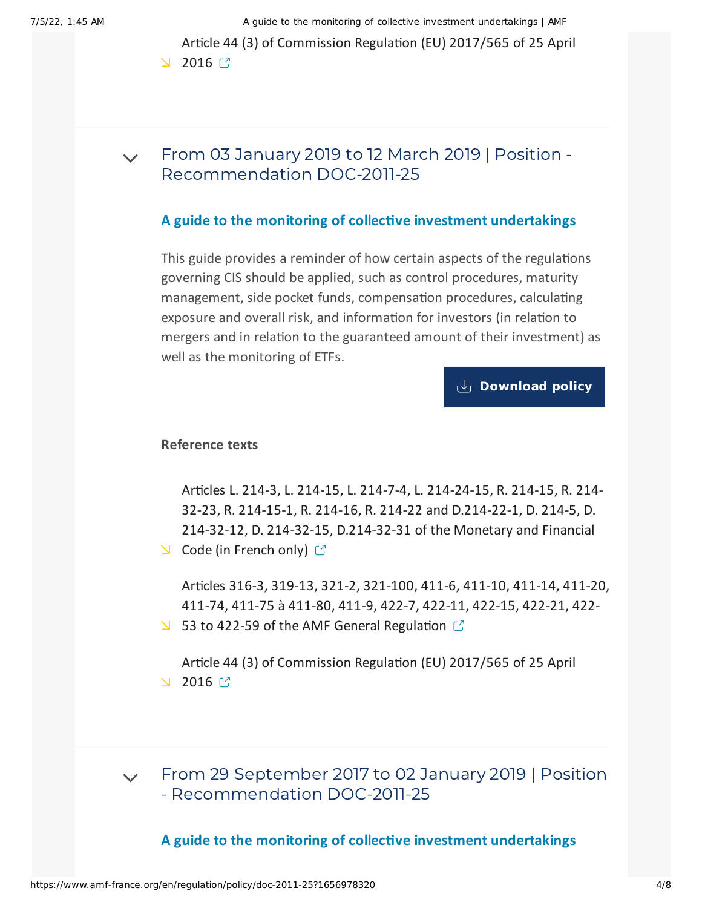Article 44 (3) of Commission Regulation (EU) 2017/565 of 25 April 2016

## From 03 January 2019 to 12 March 2019 | Position - Recommendation DOC-2011-25

### A guide to the monitoring of collective investment undertakings

This guide provides a reminder of how certain aspects of the regulations governing CIS should be applied, such as control procedures, maturity management, side pocket funds, compensation procedures, calculating exposure and overall risk, and information for investors (in relation to mergers and in relation to the guaranteed amount of their investment) as well as the monitoring of ETFs.

Download policy

**Reference texts**

- Articles L. 214-3, L. 214-15, L. 214-7-4, L. 214-24-15, R. 214-15, R. 214-32-23, R. 214-15-1, R. 214-16, R. 214-22 and D.214-22-1, D. 214-5, D. 214-32-12, D. 214-32-15, D.214-32-31 of the Monetary and Financial Code (in French only)
- Articles 316-3, 319-13, 321-2, 321-100, 411-6, 411-10, 411-14, 411-20, 411-74, 411-75 à 411-80, 411-9, 422-7, 422-11, 422-15, 422-21, 422-53 to 422-59 of the AMF General Regulation
- Article 44 (3) of Commission Regulation (EU) 2017/565 of 25 April 2016

## From 29 September 2017 to 02 January 2019 | Position - Recommendation DOC-2011-25

### A guide to the monitoring of collective investment undertakings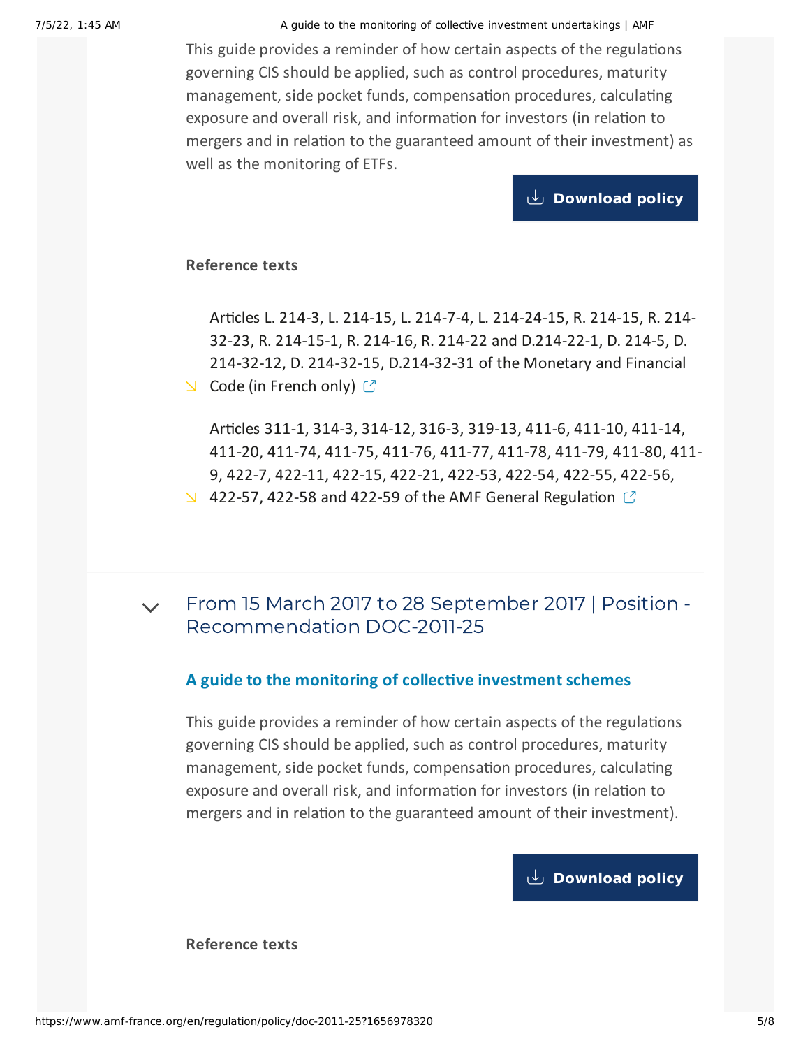This guide provides a reminder of how certain aspects of the regulations governing CIS should be applied, such as control procedures, maturity management, side pocket funds, compensation procedures, calculating exposure and overall risk, and information for investors (in relation to mergers and in relation to the guaranteed amount of their investment) as well as the monitoring of ETFs.

Download policy

**Reference texts**

- Articles L. 214-3, L. 214-15, L. 214-7-4, L. 214-24-15, R. 214-15, R. 214-32-23, R. 214-15-1, R. 214-16, R. 214-22 and D.214-22-1, D. 214-5, D. 214-32-12, D. 214-32-15, D.214-32-31 of the Monetary and Financial Code (in French only)
- Articles 311-1, 314-3, 314-12, 316-3, 319-13, 411-6, 411-10, 411-14, 411-20, 411-74, 411-75, 411-76, 411-77, 411-78, 411-79, 411-80, 411-9, 422-7, 422-11, 422-15, 422-21, 422-53, 422-54, 422-55, 422-56, 422-57, 422-58 and 422-59 of the AMF General Regulation

## From 15 March 2017 to 28 September 2017 | Position - Recommendation DOC-2011-25

### A guide to the monitoring of collective investment schemes

This guide provides a reminder of how certain aspects of the regulations governing CIS should be applied, such as control procedures, maturity management, side pocket funds, compensation procedures, calculating exposure and overall risk, and information for investors (in relation to mergers and in relation to the guaranteed amount of their investment).

Download policy

**Reference texts**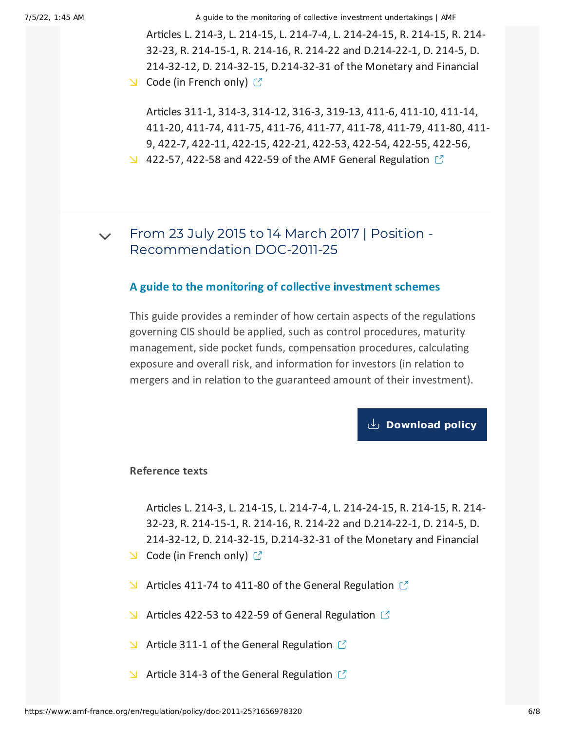- Articles L. 214-3, L. 214-15, L. 214-7-4, L. 214-24-15, R. 214-15, R. 214-32-23, R. 214-15-1, R. 214-16, R. 214-22 and D.214-22-1, D. 214-5, D. 214-32-12, D. 214-32-15, D.214-32-31 of the Monetary and Financial Code (in French only)

- Articles 311-1, 314-3, 314-12, 316-3, 319-13, 411-6, 411-10, 411-14, 411-20, 411-74, 411-75, 411-76, 411-77, 411-78, 411-79, 411-80, 411-9, 422-7, 422-11, 422-15, 422-21, 422-53, 422-54, 422-55, 422-56, 422-57, 422-58 and 422-59 of the AMF General Regulation

## From 23 July 2015 to 14 March 2017 | Position - Recommendation DOC-2011-25

### A guide to the monitoring of collective investment schemes

This guide provides a reminder of how certain aspects of the regulations governing CIS should be applied, such as control procedures, maturity management, side pocket funds, compensation procedures, calculating exposure and overall risk, and information for investors (in relation to mergers and in relation to the guaranteed amount of their investment).

**Download policy**

**Reference texts**

- Articles L. 214-3, L. 214-15, L. 214-7-4, L. 214-24-15, R. 214-15, R. 214-32-23, R. 214-15-1, R. 214-16, R. 214-22 and D.214-22-1, D. 214-5, D. 214-32-12, D. 214-32-15, D.214-32-31 of the Monetary and Financial Code (in French only)

- Articles 411-74 to 411-80 of the General Regulation

- Articles 422-53 to 422-59 of General Regulation

- Article 311-1 of the General Regulation

- Article 314-3 of the General Regulation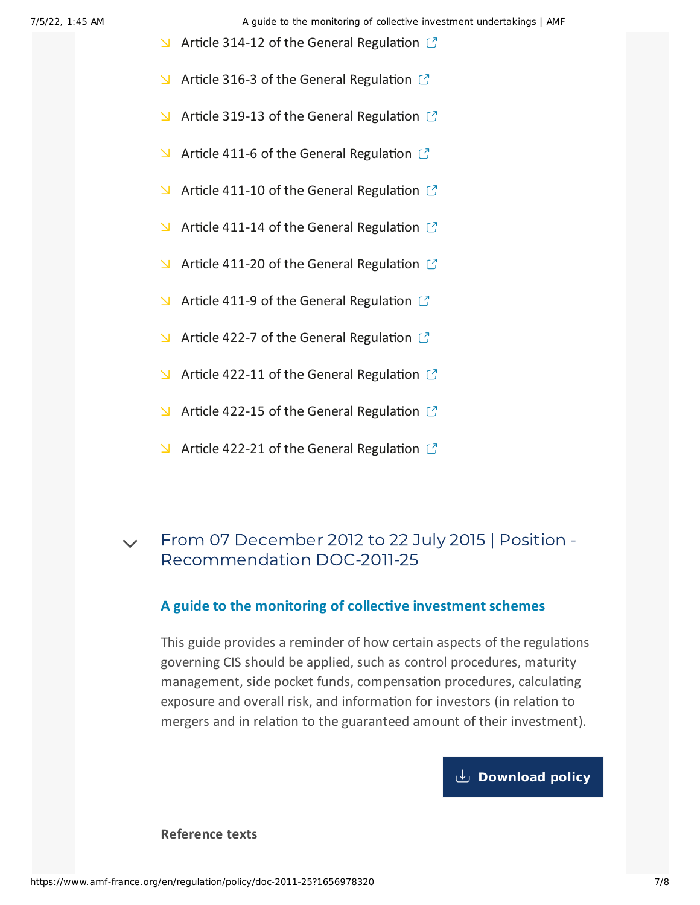- Article 314-12 of the General Regulation
- Article 316-3 of the General Regulation
- Article 319-13 of the General Regulation
- Article 411-6 of the General Regulation
- Article 411-10 of the General Regulation
- Article 411-14 of the General Regulation
- Article 411-20 of the General Regulation
- Article 411-9 of the General Regulation
- Article 422-7 of the General Regulation
- Article 422-11 of the General Regulation
- Article 422-15 of the General Regulation
- Article 422-21 of the General Regulation

## From 07 December 2012 to 22 July 2015 | Position - Recommendation DOC-2011-25

### A guide to the monitoring of collective investment schemes

This guide provides a reminder of how certain aspects of the regulations governing CIS should be applied, such as control procedures, maturity management, side pocket funds, compensation procedures, calculating exposure and overall risk, and information for investors (in relation to mergers and in relation to the guaranteed amount of their investment).

**Download policy**

**Reference texts**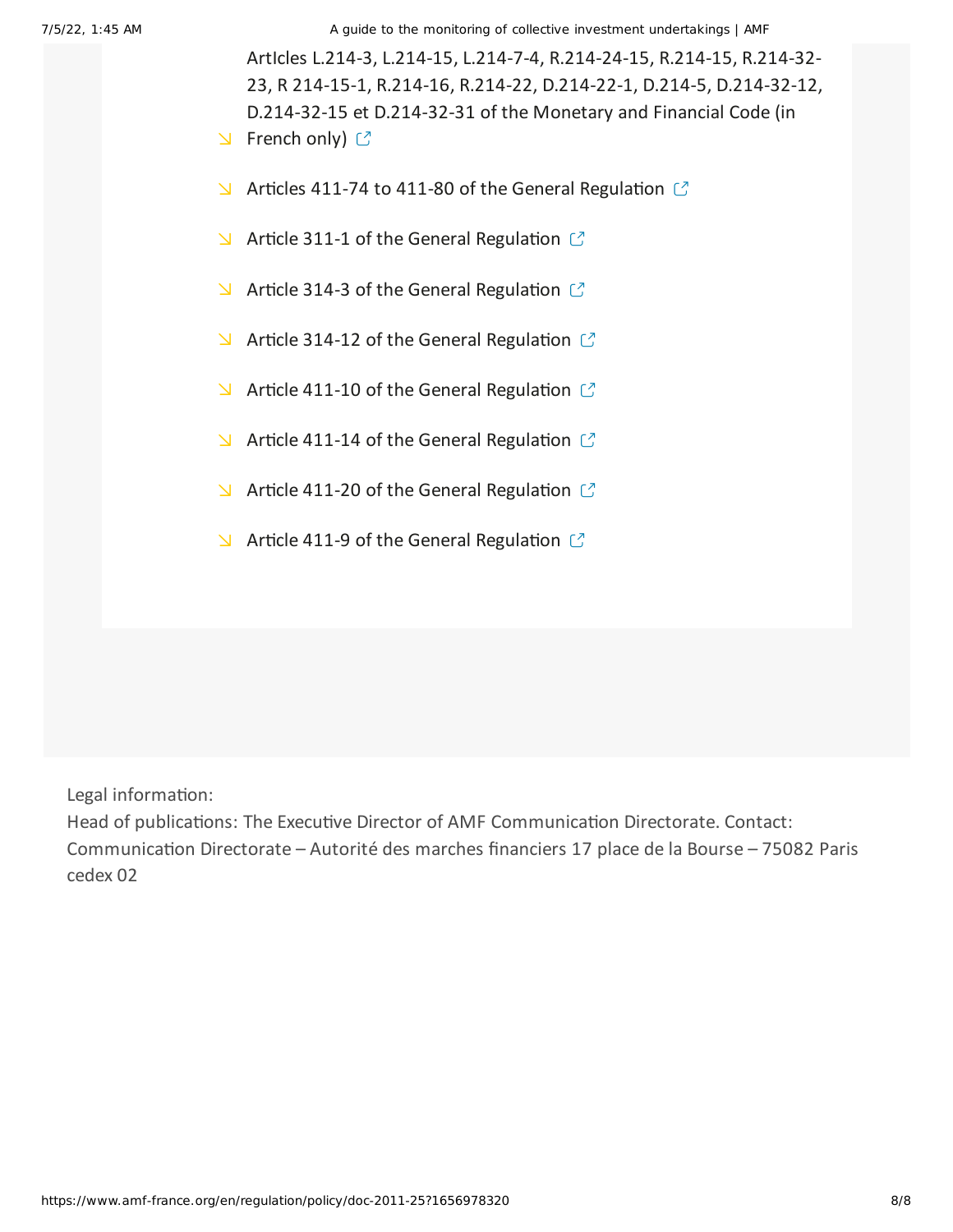- ArtIcles L.214-3, L.214-15, L.214-7-4, R.214-24-15, R.214-15, R.214-32-23, R 214-15-1, R.214-16, R.214-22, D.214-22-1, D.214-5, D.214-32-12, D.214-32-15 et D.214-32-31 of the Monetary and Financial Code (in French only)
- Articles 411-74 to 411-80 of the General Regulation
- Article 311-1 of the General Regulation
- Article 314-3 of the General Regulation
- Article 314-12 of the General Regulation
- Article 411-10 of the General Regulation
- Article 411-14 of the General Regulation
- Article 411-20 of the General Regulation
- Article 411-9 of the General Regulation

Legal information:
Head of publications: The Executive Director of AMF Communication Directorate. Contact: Communication Directorate – Autorité des marches financiers 17 place de la Bourse – 75082 Paris cedex 02